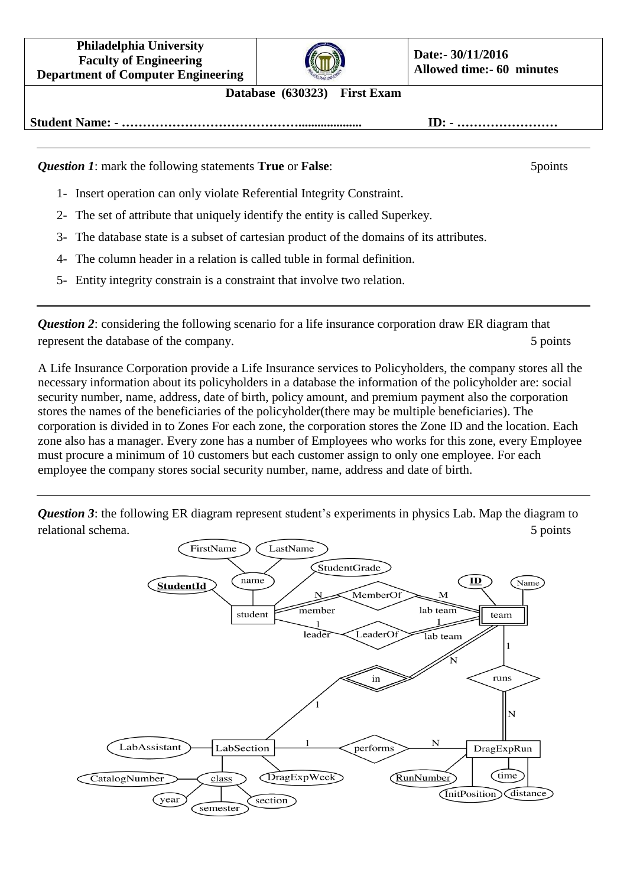**Philadelphia University**
**Faculty of Engineering**
**Department of Computer Engineering**

**Date:- 30/11/2016**
**Allowed time:- 60 minutes**

**Database (630323) First Exam**

**Student Name: - …………………………………………………………… ID: - ……………………**

---

***Question 1***: mark the following statements **True** or **False**: 5points

1- Insert operation can only violate Referential Integrity Constraint.

2- The set of attribute that uniquely identify the entity is called Superkey.

3- The database state is a subset of cartesian product of the domains of its attributes.

4- The column header in a relation is called tuble in formal definition.

5- Entity integrity constrain is a constraint that involve two relation.

---

***Question 2***: considering the following scenario for a life insurance corporation draw ER diagram that represent the database of the company. 5 points

A Life Insurance Corporation provide a Life Insurance services to Policyholders, the company stores all the necessary information about its policyholders in a database the information of the policyholder are: social security number, name, address, date of birth, policy amount, and premium payment also the corporation stores the names of the beneficiaries of the policyholder(there may be multiple beneficiaries). The corporation is divided in to Zones For each zone, the corporation stores the Zone ID and the location. Each zone also has a manager. Every zone has a number of Employees who works for this zone, every Employee must procure a minimum of 10 customers but each customer assign to only one employee. For each employee the company stores social security number, name, address and date of birth.

---

***Question 3***: the following ER diagram represent student's experiments in physics Lab. Map the diagram to relational schema. 5 points

- Entity **student**: attributes **StudentId** (key), name (composite: FirstName, LastName), StudentGrade
- Weak entity **team**: attributes **ID** (partial key), Name
- Entity **LabSection**: attributes LabAssistant, class (key; composite: CatalogNumber, year, semester, section), DragExpWeek
- Weak entity **DragExpRun**: attributes **RunNumber** (partial key), InitPosition, time, distance
- Relationship **MemberOf** (student–team, N:M): student role "member", team role "lab team"
- Relationship **LeaderOf** (student–team, 1:1): student role "leader", team role "lab team"
- Identifying relationship **in** (LabSection–team, 1:N)
- Relationship **runs** (team–DragExpRun, 1:N)
- Relationship **performs** (LabSection–DragExpRun, 1:N)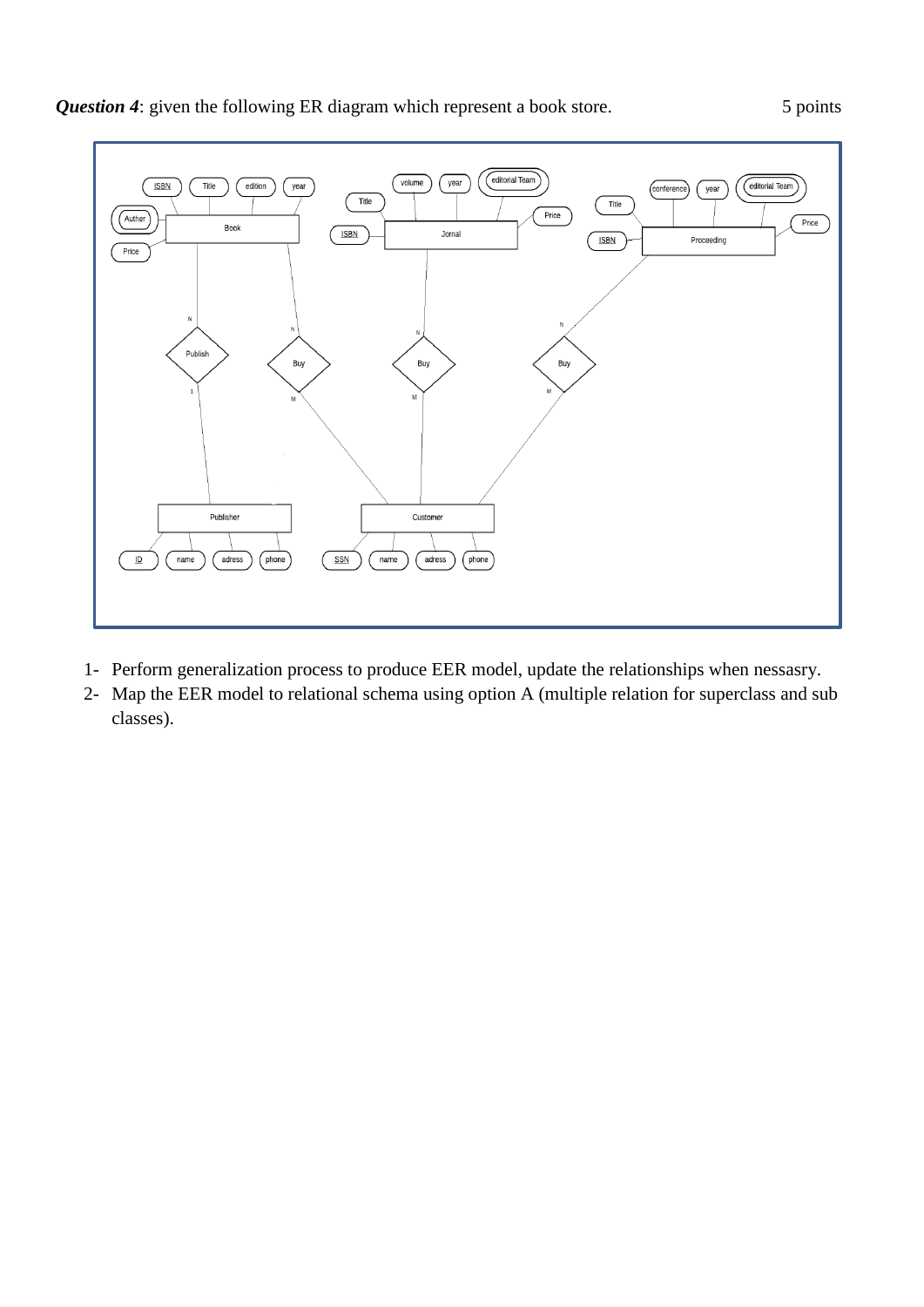***Question 4***: given the following ER diagram which represent a book store. 5 points

ISBN
Title
edition
year
Auther
Price
Book

volume
year
editorial Team
Title
Price
ISBN
Jornal

conference
year
editorial Team
Title
Price
ISBN
Proceeding

N
Publish
1

N
Buy
M

N
Buy
M

N
Buy
M

Publisher
ID
name
adress
phone

Customer
SSN
name
adress
phone

1- Perform generalization process to produce EER model, update the relationships when nessasry.
2- Map the EER model to relational schema using option A (multiple relation for superclass and sub classes).